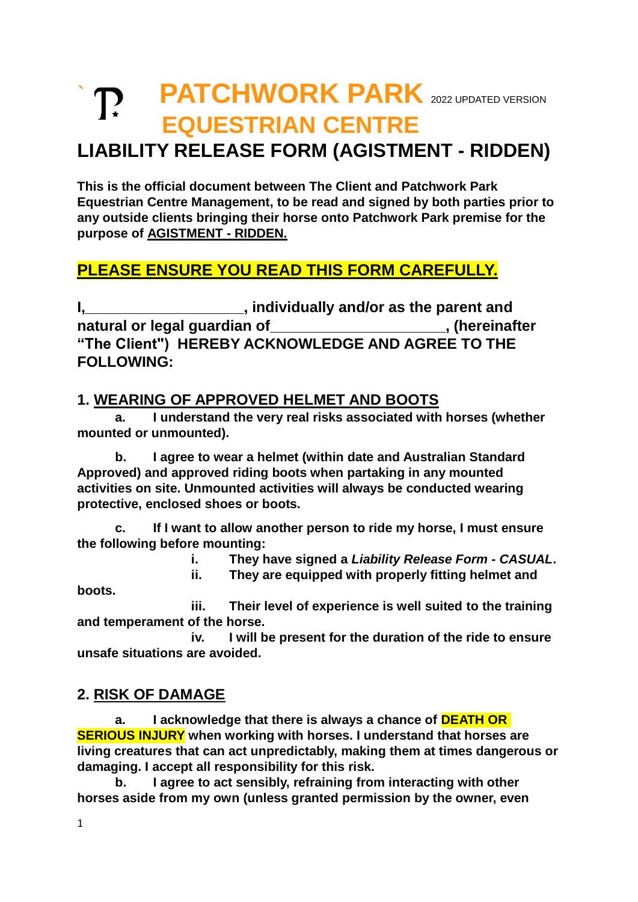# PATCHWORK PARK EQUESTRIAN CENTRE

2022 UPDATED VERSION

## LIABILITY RELEASE FORM (AGISTMENT - RIDDEN)

**This is the official document between The Client and Patchwork Park Equestrian Centre Management, to be read and signed by both parties prior to any outside clients bringing their horse onto Patchwork Park premise for the purpose of AGISTMENT - RIDDEN.**

**PLEASE ENSURE YOU READ THIS FORM CAREFULLY.**

**I,____________________, individually and/or as the parent and natural or legal guardian of_____________________, (hereinafter "The Client") HEREBY ACKNOWLEDGE AND AGREE TO THE FOLLOWING:**

### 1. WEARING OF APPROVED HELMET AND BOOTS

**a. I understand the very real risks associated with horses (whether mounted or unmounted).**

**b. I agree to wear a helmet (within date and Australian Standard Approved) and approved riding boots when partaking in any mounted activities on site. Unmounted activities will always be conducted wearing protective, enclosed shoes or boots.**

**c. If I want to allow another person to ride my horse, I must ensure the following before mounting:**

- **i. They have signed a *Liability Release Form - CASUAL*.**
- **ii. They are equipped with properly fitting helmet and boots.**
- **iii. Their level of experience is well suited to the training and temperament of the horse.**
- **iv. I will be present for the duration of the ride to ensure unsafe situations are avoided.**

### 2. RISK OF DAMAGE

**a. I acknowledge that there is always a chance of DEATH OR SERIOUS INJURY when working with horses. I understand that horses are living creatures that can act unpredictably, making them at times dangerous or damaging. I accept all responsibility for this risk.**

**b. I agree to act sensibly, refraining from interacting with other horses aside from my own (unless granted permission by the owner, even**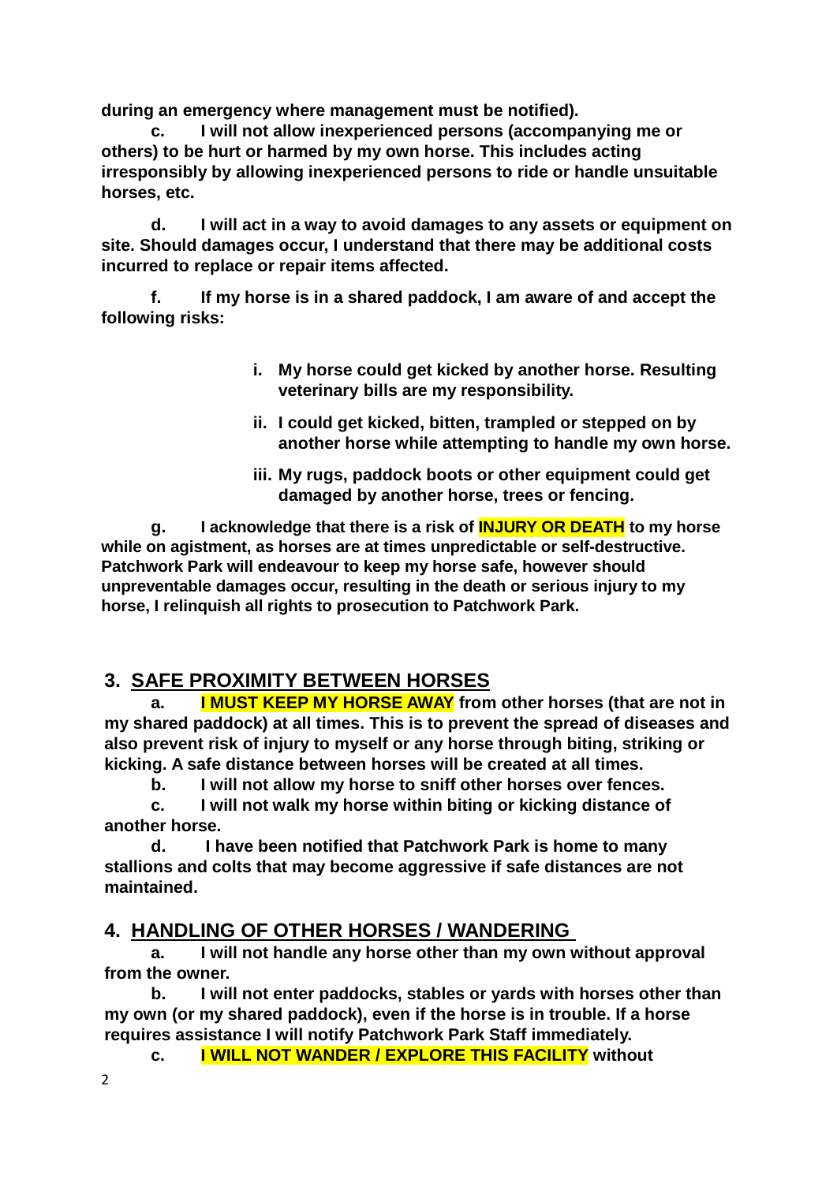**during an emergency where management must be notified).**

**c. I will not allow inexperienced persons (accompanying me or others) to be hurt or harmed by my own horse. This includes acting irresponsibly by allowing inexperienced persons to ride or handle unsuitable horses, etc.**

**d. I will act in a way to avoid damages to any assets or equipment on site. Should damages occur, I understand that there may be additional costs incurred to replace or repair items affected.**

**f. If my horse is in a shared paddock, I am aware of and accept the following risks:**

- **i. My horse could get kicked by another horse. Resulting veterinary bills are my responsibility.**
- **ii. I could get kicked, bitten, trampled or stepped on by another horse while attempting to handle my own horse.**
- **iii. My rugs, paddock boots or other equipment could get damaged by another horse, trees or fencing.**

**g. I acknowledge that there is a risk of INJURY OR DEATH to my horse while on agistment, as horses are at times unpredictable or self-destructive. Patchwork Park will endeavour to keep my horse safe, however should unpreventable damages occur, resulting in the death or serious injury to my horse, I relinquish all rights to prosecution to Patchwork Park.**

## 3. SAFE PROXIMITY BETWEEN HORSES

**a. I MUST KEEP MY HORSE AWAY from other horses (that are not in my shared paddock) at all times. This is to prevent the spread of diseases and also prevent risk of injury to myself or any horse through biting, striking or kicking. A safe distance between horses will be created at all times.**

**b. I will not allow my horse to sniff other horses over fences.**

**c. I will not walk my horse within biting or kicking distance of another horse.**

**d. I have been notified that Patchwork Park is home to many stallions and colts that may become aggressive if safe distances are not maintained.**

## 4. HANDLING OF OTHER HORSES / WANDERING

**a. I will not handle any horse other than my own without approval from the owner.**

**b. I will not enter paddocks, stables or yards with horses other than my own (or my shared paddock), even if the horse is in trouble. If a horse requires assistance I will notify Patchwork Park Staff immediately.**

**c. I WILL NOT WANDER / EXPLORE THIS FACILITY without**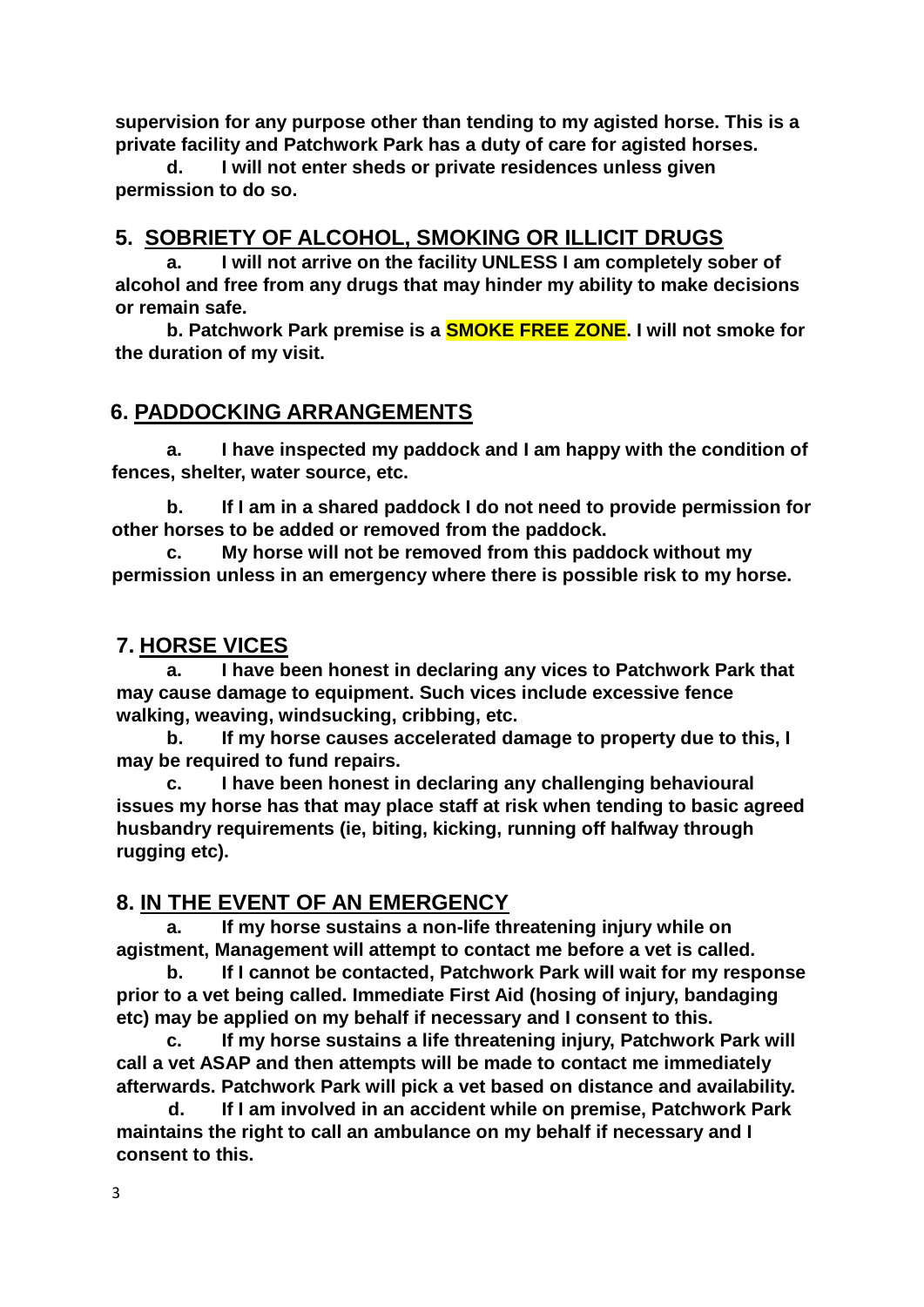**supervision for any purpose other than tending to my agisted horse. This is a private facility and Patchwork Park has a duty of care for agisted horses.**

**d. I will not enter sheds or private residences unless given permission to do so.**

## 5. SOBRIETY OF ALCOHOL, SMOKING OR ILLICIT DRUGS

**a. I will not arrive on the facility UNLESS I am completely sober of alcohol and free from any drugs that may hinder my ability to make decisions or remain safe.**

**b. Patchwork Park premise is a SMOKE FREE ZONE. I will not smoke for the duration of my visit.**

## 6. PADDOCKING ARRANGEMENTS

**a. I have inspected my paddock and I am happy with the condition of fences, shelter, water source, etc.**

**b. If I am in a shared paddock I do not need to provide permission for other horses to be added or removed from the paddock.**

**c. My horse will not be removed from this paddock without my permission unless in an emergency where there is possible risk to my horse.**

## 7. HORSE VICES

**a. I have been honest in declaring any vices to Patchwork Park that may cause damage to equipment. Such vices include excessive fence walking, weaving, windsucking, cribbing, etc.**

**b. If my horse causes accelerated damage to property due to this, I may be required to fund repairs.**

**c. I have been honest in declaring any challenging behavioural issues my horse has that may place staff at risk when tending to basic agreed husbandry requirements (ie, biting, kicking, running off halfway through rugging etc).**

## 8. IN THE EVENT OF AN EMERGENCY

**a. If my horse sustains a non-life threatening injury while on agistment, Management will attempt to contact me before a vet is called.**

**b. If I cannot be contacted, Patchwork Park will wait for my response prior to a vet being called. Immediate First Aid (hosing of injury, bandaging etc) may be applied on my behalf if necessary and I consent to this.**

**c. If my horse sustains a life threatening injury, Patchwork Park will call a vet ASAP and then attempts will be made to contact me immediately afterwards. Patchwork Park will pick a vet based on distance and availability.**

**d. If I am involved in an accident while on premise, Patchwork Park maintains the right to call an ambulance on my behalf if necessary and I consent to this.**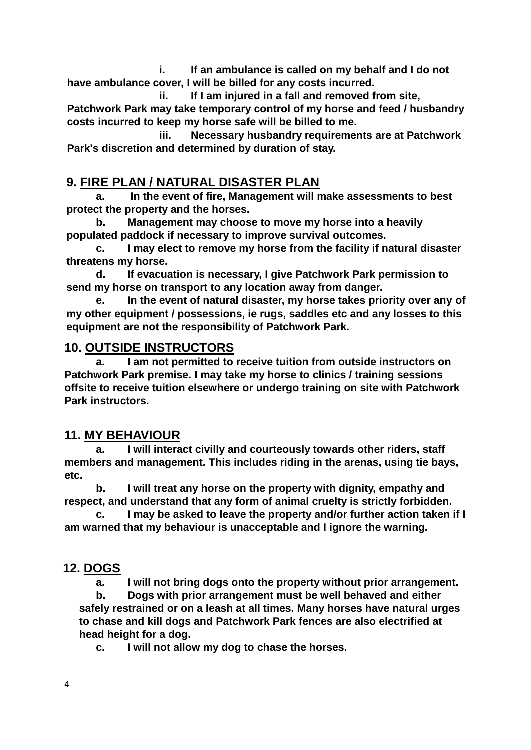**i. If an ambulance is called on my behalf and I do not have ambulance cover, I will be billed for any costs incurred.**

**ii. If I am injured in a fall and removed from site, Patchwork Park may take temporary control of my horse and feed / husbandry costs incurred to keep my horse safe will be billed to me.**

**iii. Necessary husbandry requirements are at Patchwork Park's discretion and determined by duration of stay.**

## 9. FIRE PLAN / NATURAL DISASTER PLAN

**a. In the event of fire, Management will make assessments to best protect the property and the horses.**

**b. Management may choose to move my horse into a heavily populated paddock if necessary to improve survival outcomes.**

**c. I may elect to remove my horse from the facility if natural disaster threatens my horse.**

**d. If evacuation is necessary, I give Patchwork Park permission to send my horse on transport to any location away from danger.**

**e. In the event of natural disaster, my horse takes priority over any of my other equipment / possessions, ie rugs, saddles etc and any losses to this equipment are not the responsibility of Patchwork Park.**

## 10. OUTSIDE INSTRUCTORS

**a. I am not permitted to receive tuition from outside instructors on Patchwork Park premise. I may take my horse to clinics / training sessions offsite to receive tuition elsewhere or undergo training on site with Patchwork Park instructors.**

## 11. MY BEHAVIOUR

**a. I will interact civilly and courteously towards other riders, staff members and management. This includes riding in the arenas, using tie bays, etc.**

**b. I will treat any horse on the property with dignity, empathy and respect, and understand that any form of animal cruelty is strictly forbidden.**

**c. I may be asked to leave the property and/or further action taken if I am warned that my behaviour is unacceptable and I ignore the warning.**

## 12. DOGS

**a. I will not bring dogs onto the property without prior arrangement.**

**b. Dogs with prior arrangement must be well behaved and either safely restrained or on a leash at all times. Many horses have natural urges to chase and kill dogs and Patchwork Park fences are also electrified at head height for a dog.**

**c. I will not allow my dog to chase the horses.**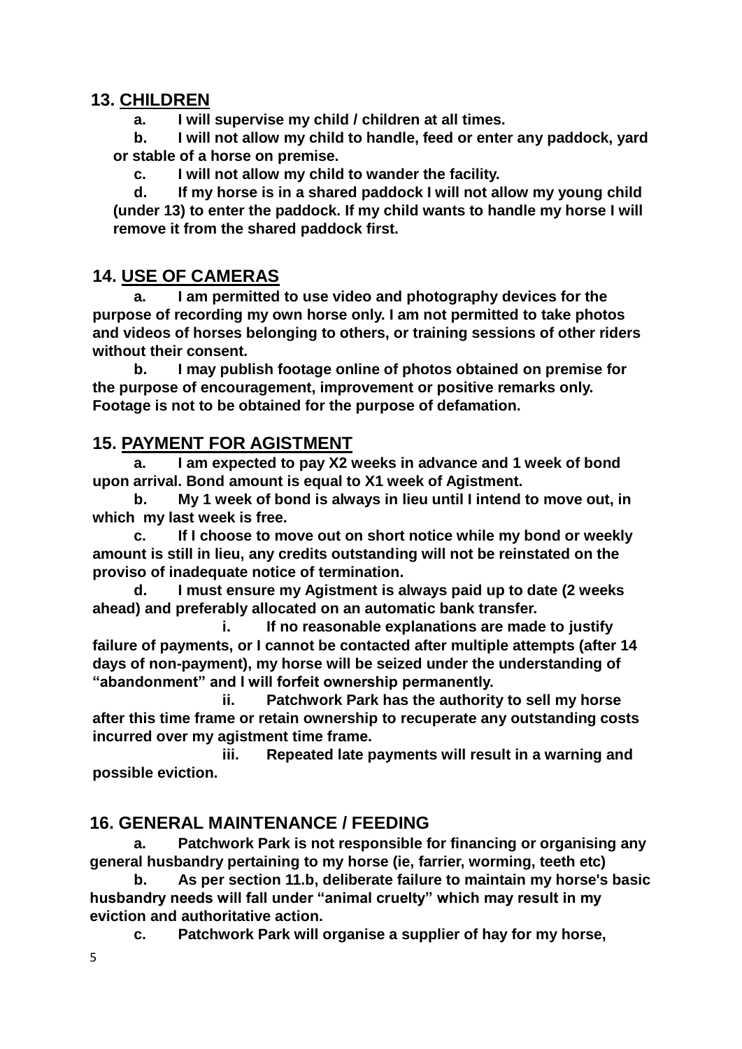## 13. <u>CHILDREN</u>

**a. I will supervise my child / children at all times.**

**b. I will not allow my child to handle, feed or enter any paddock, yard or stable of a horse on premise.**

**c. I will not allow my child to wander the facility.**

**d. If my horse is in a shared paddock I will not allow my young child (under 13) to enter the paddock. If my child wants to handle my horse I will remove it from the shared paddock first.**

## 14. <u>USE OF CAMERAS</u>

**a. I am permitted to use video and photography devices for the purpose of recording my own horse only. I am not permitted to take photos and videos of horses belonging to others, or training sessions of other riders without their consent.**

**b. I may publish footage online of photos obtained on premise for the purpose of encouragement, improvement or positive remarks only. Footage is not to be obtained for the purpose of defamation.**

## 15. <u>PAYMENT FOR AGISTMENT</u>

**a. I am expected to pay X2 weeks in advance and 1 week of bond upon arrival. Bond amount is equal to X1 week of Agistment.**

**b. My 1 week of bond is always in lieu until I intend to move out, in which my last week is free.**

**c. If I choose to move out on short notice while my bond or weekly amount is still in lieu, any credits outstanding will not be reinstated on the proviso of inadequate notice of termination.**

**d. I must ensure my Agistment is always paid up to date (2 weeks ahead) and preferably allocated on an automatic bank transfer.**

**i. If no reasonable explanations are made to justify failure of payments, or I cannot be contacted after multiple attempts (after 14 days of non-payment), my horse will be seized under the understanding of "abandonment" and I will forfeit ownership permanently.**

**ii. Patchwork Park has the authority to sell my horse after this time frame or retain ownership to recuperate any outstanding costs incurred over my agistment time frame.**

**iii. Repeated late payments will result in a warning and possible eviction.**

## 16. GENERAL MAINTENANCE / FEEDING

**a. Patchwork Park is not responsible for financing or organising any general husbandry pertaining to my horse (ie, farrier, worming, teeth etc)**

**b. As per section 11.b, deliberate failure to maintain my horse's basic husbandry needs will fall under "animal cruelty" which may result in my eviction and authoritative action.**

**c. Patchwork Park will organise a supplier of hay for my horse,**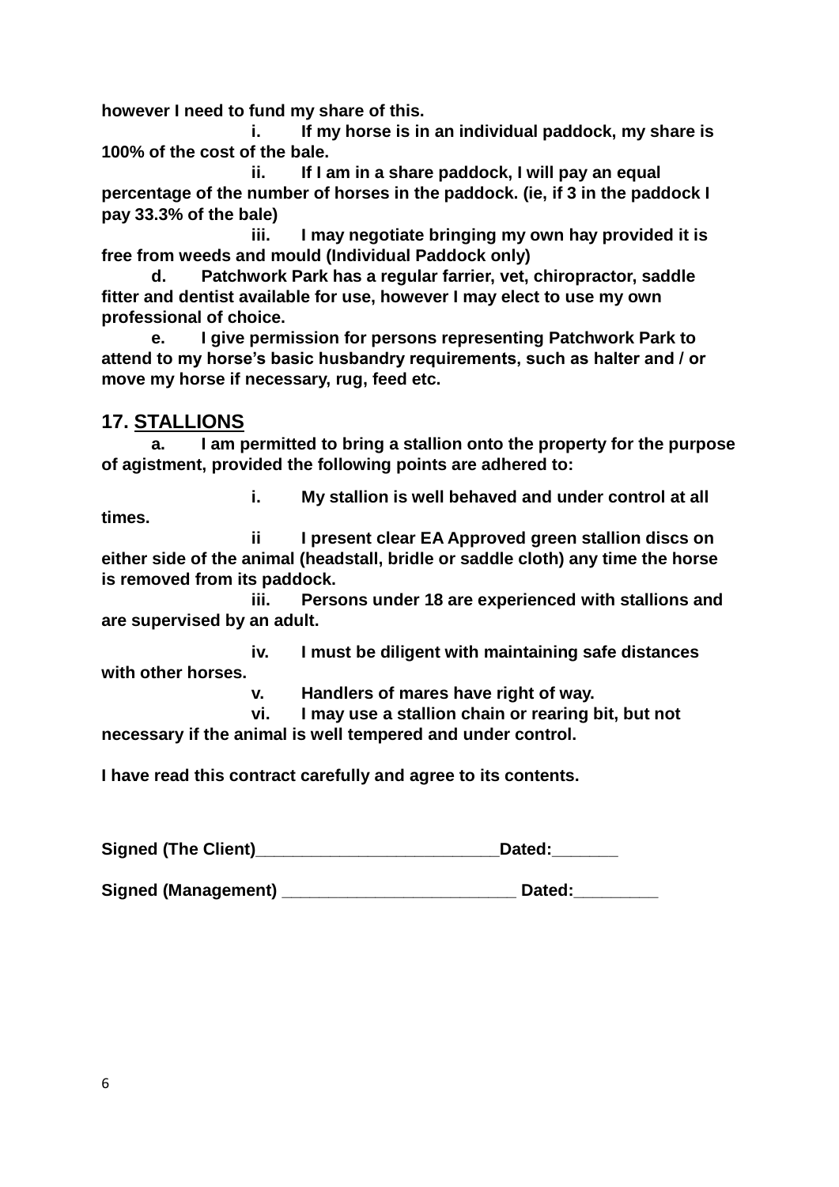**however I need to fund my share of this.**

**i. If my horse is in an individual paddock, my share is 100% of the cost of the bale.**

**ii. If I am in a share paddock, I will pay an equal percentage of the number of horses in the paddock. (ie, if 3 in the paddock I pay 33.3% of the bale)**

**iii. I may negotiate bringing my own hay provided it is free from weeds and mould (Individual Paddock only)**

**d. Patchwork Park has a regular farrier, vet, chiropractor, saddle fitter and dentist available for use, however I may elect to use my own professional of choice.**

**e. I give permission for persons representing Patchwork Park to attend to my horse's basic husbandry requirements, such as halter and / or move my horse if necessary, rug, feed etc.**

## 17. STALLIONS

**a. I am permitted to bring a stallion onto the property for the purpose of agistment, provided the following points are adhered to:**

**i. My stallion is well behaved and under control at all times.**

**ii I present clear EA Approved green stallion discs on either side of the animal (headstall, bridle or saddle cloth) any time the horse is removed from its paddock.**

**iii. Persons under 18 are experienced with stallions and are supervised by an adult.**

**iv. I must be diligent with maintaining safe distances with other horses.**

**v. Handlers of mares have right of way.**

**vi. I may use a stallion chain or rearing bit, but not necessary if the animal is well tempered and under control.**

**I have read this contract carefully and agree to its contents.**

**Signed (The Client)_________________________Dated:_______**

**Signed (Management) ________________________ Dated:_________**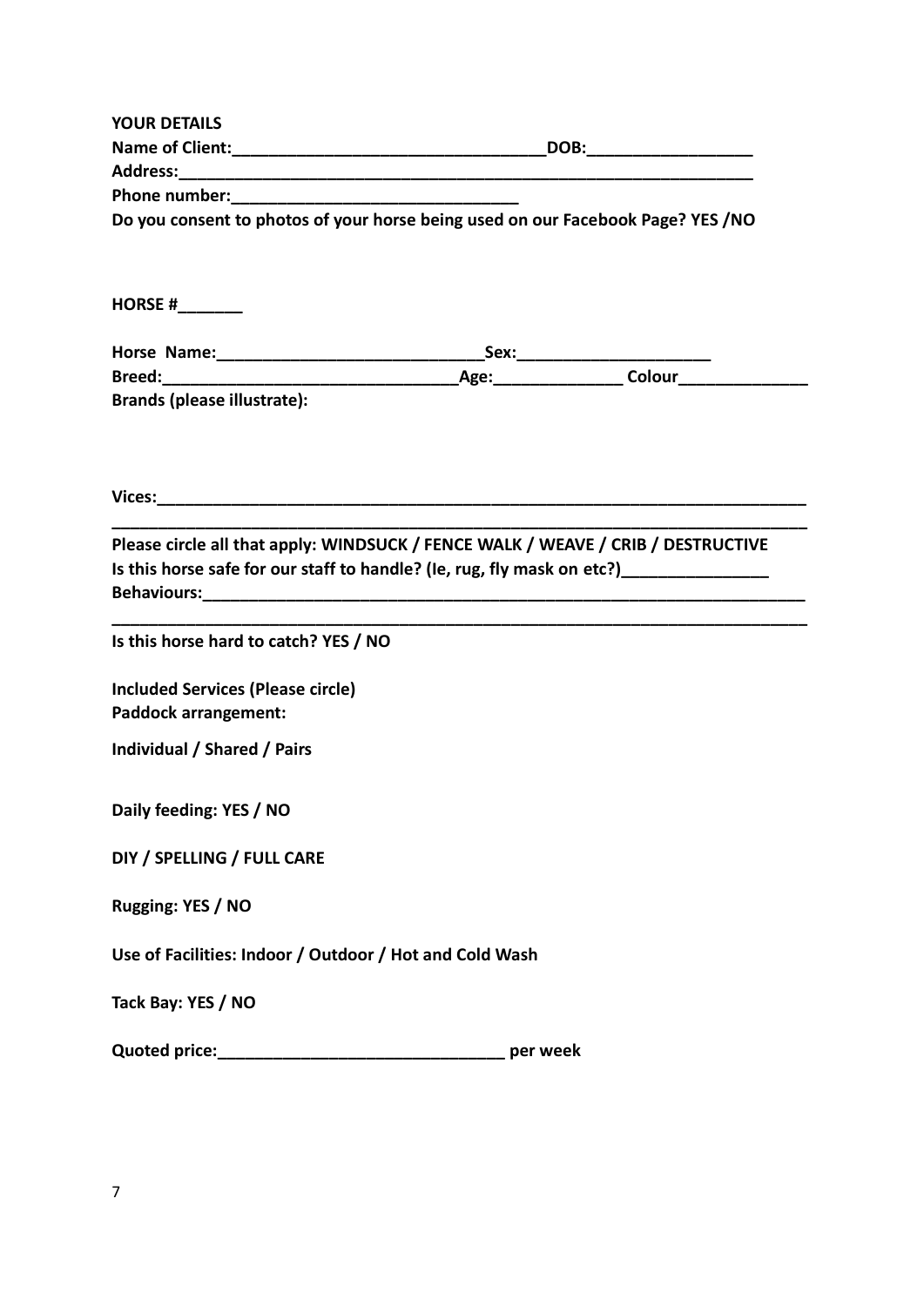**YOUR DETAILS**

**Name of Client:_________________________________DOB:_________________**

**Address:_______________________________________________________________**

**Phone number:_______________________________**

**Do you consent to photos of your horse being used on our Facebook Page? YES /NO**

**HORSE #_______**

**Horse Name:____________________________Sex:____________________**

**Breed:_______________________________Age:_____________ Colour_____________**

**Brands (please illustrate):**

**Vices:_____________________________________________________________________**

**___________________________________________________________________________**

**Please circle all that apply: WINDSUCK / FENCE WALK / WEAVE / CRIB / DESTRUCTIVE**

**Is this horse safe for our staff to handle? (Ie, rug, fly mask on etc?)_______________**

**Behaviours:________________________________________________________________**

**___________________________________________________________________________**

**Is this horse hard to catch? YES / NO**

**Included Services (Please circle)**

**Paddock arrangement:**

**Individual / Shared / Pairs**

**Daily feeding: YES / NO**

**DIY / SPELLING / FULL CARE**

**Rugging: YES / NO**

**Use of Facilities: Indoor / Outdoor / Hot and Cold Wash**

**Tack Bay: YES / NO**

**Quoted price:______________________________ per week**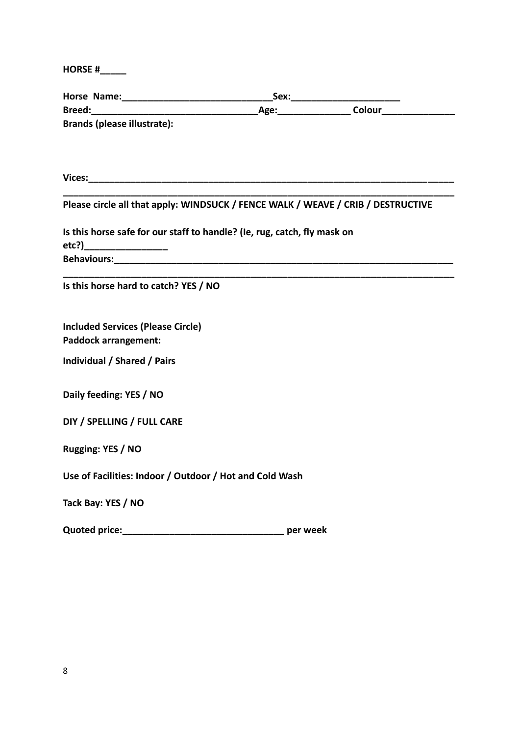**HORSE #\_\_\_\_\_**

**Horse Name:\_\_\_\_\_\_\_\_\_\_\_\_\_\_\_\_\_\_\_\_\_\_\_\_\_\_\_\_\_\_Sex:\_\_\_\_\_\_\_\_\_\_\_\_\_\_\_\_\_\_\_\_\_**
**Breed:\_\_\_\_\_\_\_\_\_\_\_\_\_\_\_\_\_\_\_\_\_\_\_\_\_\_\_\_\_\_\_\_\_Age:\_\_\_\_\_\_\_\_\_\_\_\_\_\_ Colour\_\_\_\_\_\_\_\_\_\_\_\_\_\_**
**Brands (please illustrate):**

**Vices:\_\_\_\_\_\_\_\_\_\_\_\_\_\_\_\_\_\_\_\_\_\_\_\_\_\_\_\_\_\_\_\_\_\_\_\_\_\_\_\_\_\_\_\_\_\_\_\_\_\_\_\_\_\_\_\_\_\_\_\_\_\_\_\_\_\_\_\_\_\_**

**\_\_\_\_\_\_\_\_\_\_\_\_\_\_\_\_\_\_\_\_\_\_\_\_\_\_\_\_\_\_\_\_\_\_\_\_\_\_\_\_\_\_\_\_\_\_\_\_\_\_\_\_\_\_\_\_\_\_\_\_\_\_\_\_\_\_\_\_\_\_\_\_\_\_\_\_\_**

**Please circle all that apply: WINDSUCK / FENCE WALK / WEAVE / CRIB / DESTRUCTIVE**

**Is this horse safe for our staff to handle? (Ie, rug, catch, fly mask on etc?)\_\_\_\_\_\_\_\_\_\_\_\_\_\_\_\_**
**Behaviours:\_\_\_\_\_\_\_\_\_\_\_\_\_\_\_\_\_\_\_\_\_\_\_\_\_\_\_\_\_\_\_\_\_\_\_\_\_\_\_\_\_\_\_\_\_\_\_\_\_\_\_\_\_\_\_\_\_\_\_\_\_\_\_\_\_**

**\_\_\_\_\_\_\_\_\_\_\_\_\_\_\_\_\_\_\_\_\_\_\_\_\_\_\_\_\_\_\_\_\_\_\_\_\_\_\_\_\_\_\_\_\_\_\_\_\_\_\_\_\_\_\_\_\_\_\_\_\_\_\_\_\_\_\_\_\_\_\_\_\_\_\_\_\_**

**Is this horse hard to catch? YES / NO**

**Included Services (Please Circle)**
**Paddock arrangement:**

**Individual / Shared / Pairs**

**Daily feeding: YES / NO**

**DIY / SPELLING / FULL CARE**

**Rugging: YES / NO**

**Use of Facilities: Indoor / Outdoor / Hot and Cold Wash**

**Tack Bay: YES / NO**

**Quoted price:\_\_\_\_\_\_\_\_\_\_\_\_\_\_\_\_\_\_\_\_\_\_\_\_\_\_\_\_\_\_\_ per week**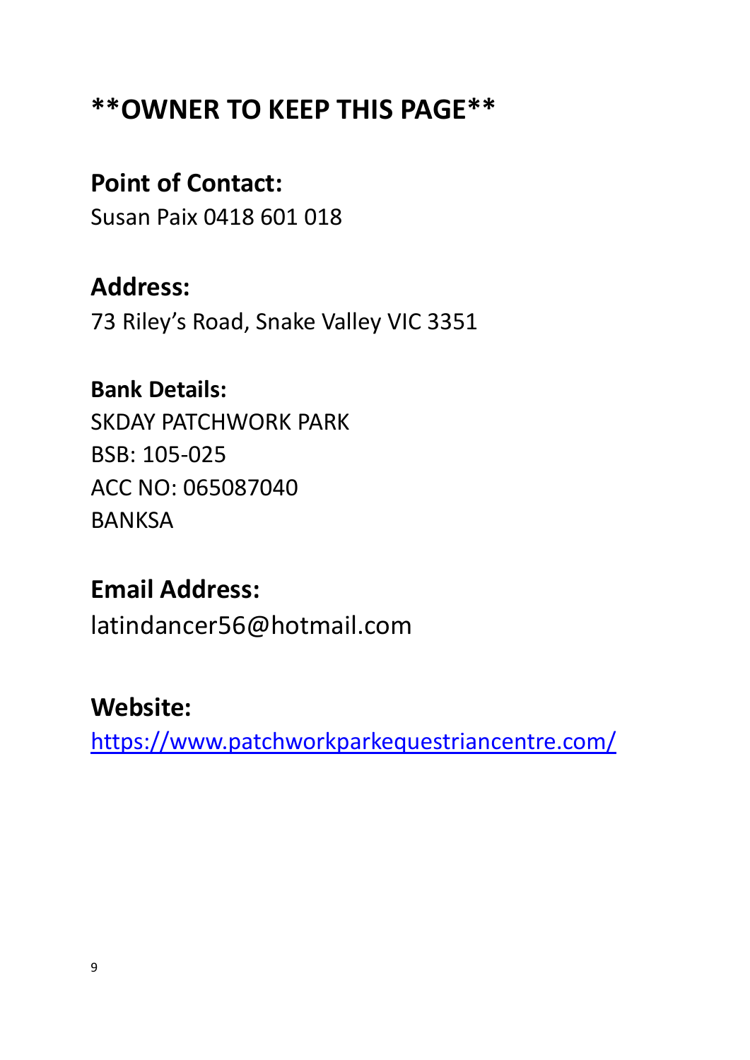# **OWNER TO KEEP THIS PAGE**

**Point of Contact:**
Susan Paix 0418 601 018

**Address:**
73 Riley's Road, Snake Valley VIC 3351

**Bank Details:**
SKDAY PATCHWORK PARK
BSB: 105-025
ACC NO: 065087040
BANKSA

**Email Address:**
latindancer56@hotmail.com

**Website:**
https://www.patchworkparkequestriancentre.com/